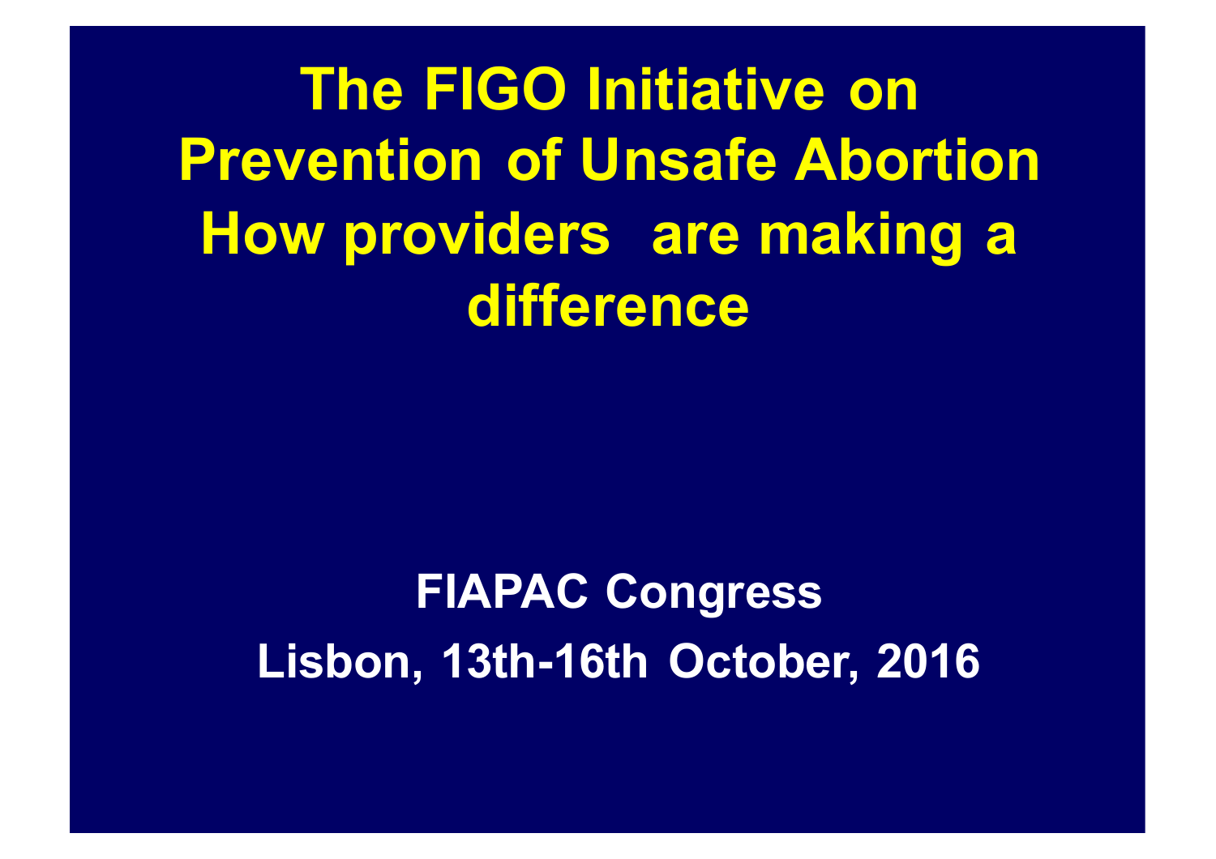# The FIGO Initiative on Prevention of Unsafe Abortion How providers are making a difference

**FIAPAC Congress**

**Lisbon, 13th-16th October, 2016**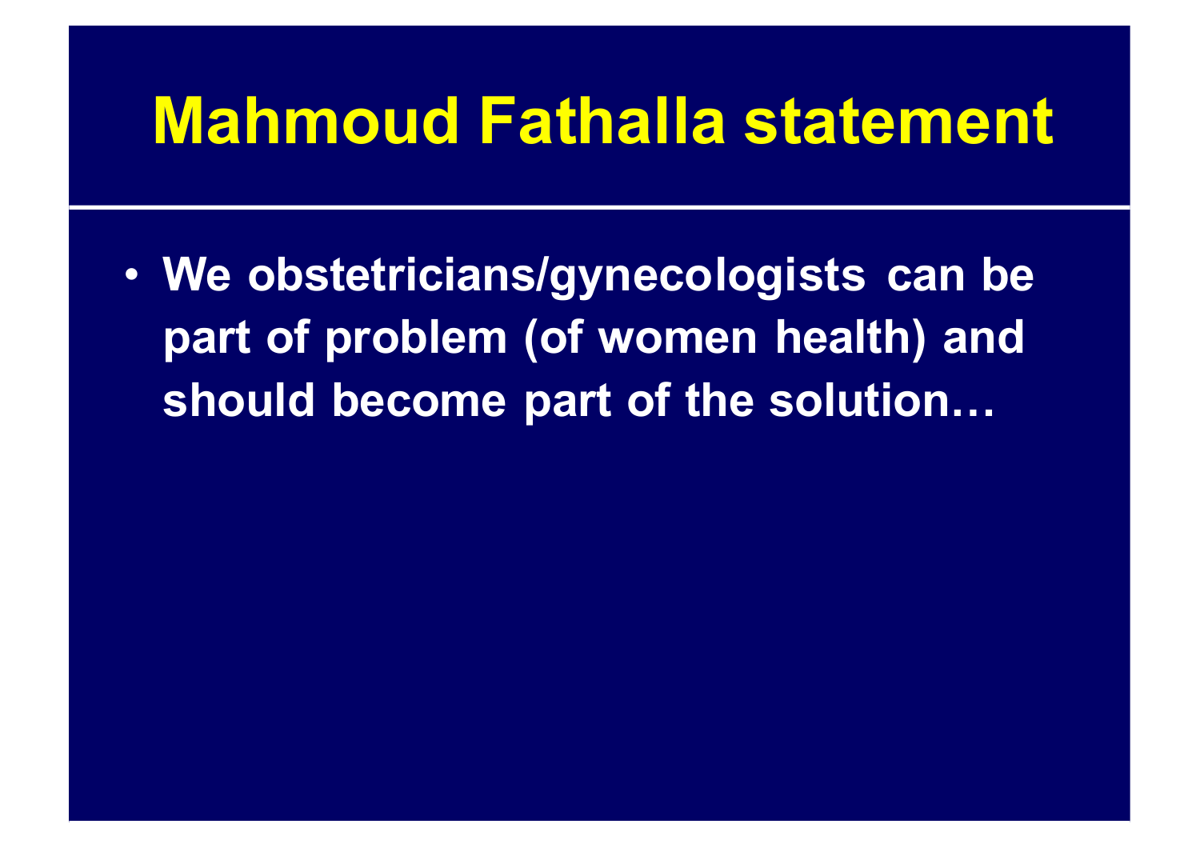# Mahmoud Fathalla statement

- **We obstetricians/gynecologists can be part of problem (of women health) and should become part of the solution…**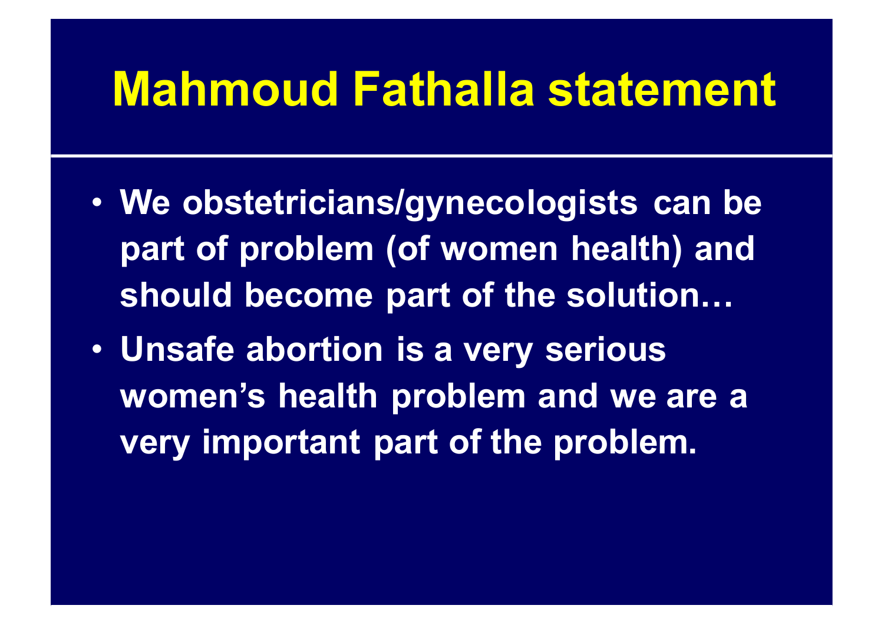# Mahmoud Fathalla statement

- We obstetricians/gynecologists can be part of problem (of women health) and should become part of the solution…
- Unsafe abortion is a very serious women's health problem and we are a very important part of the problem.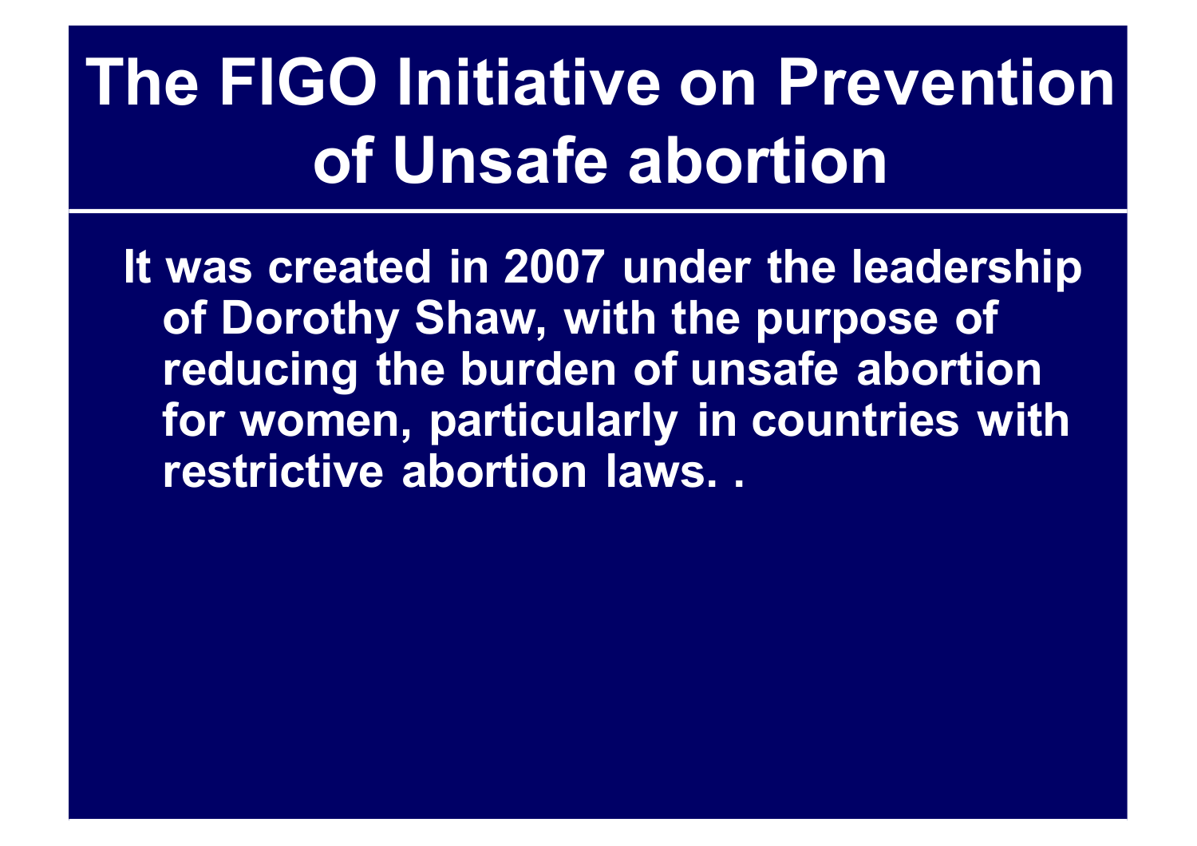# The FIGO Initiative on Prevention of Unsafe abortion

It was created in 2007 under the leadership of Dorothy Shaw, with the purpose of reducing the burden of unsafe abortion for women, particularly in countries with restrictive abortion laws. .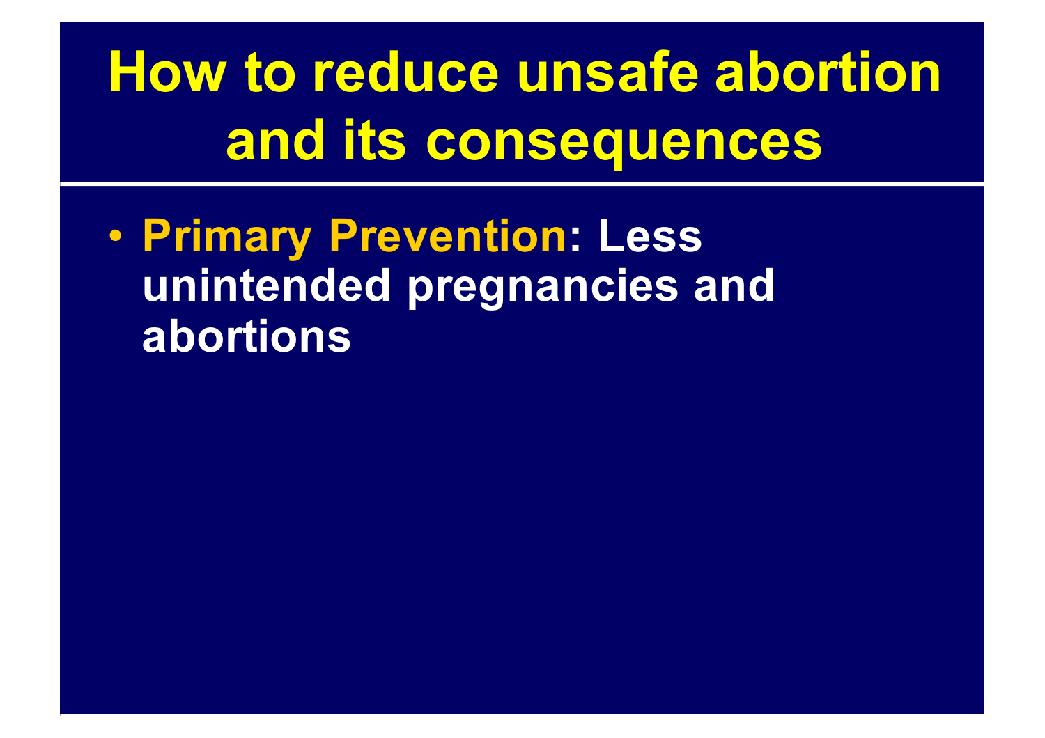# How to reduce unsafe abortion and its consequences

- **Primary Prevention: Less unintended pregnancies and abortions**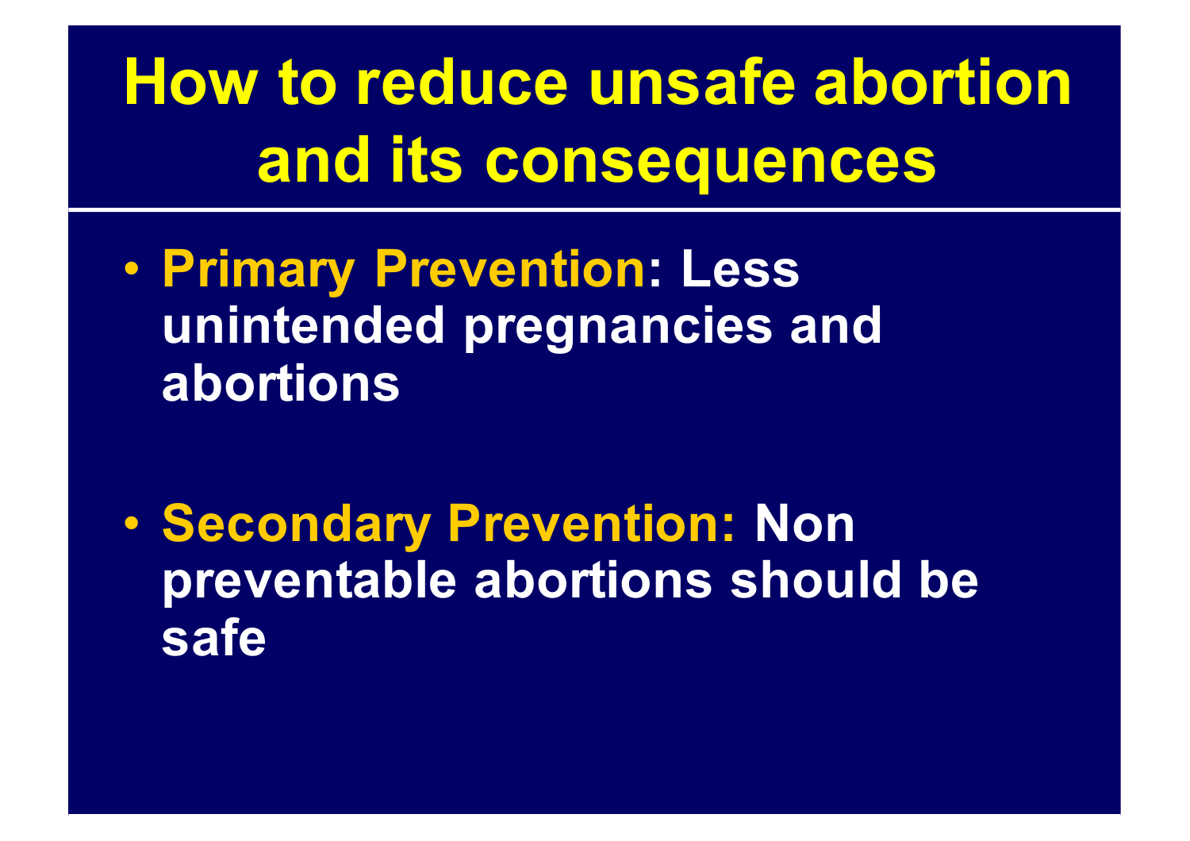# How to reduce unsafe abortion and its consequences

- **Primary Prevention: Less unintended pregnancies and abortions**
- **Secondary Prevention: Non preventable abortions should be safe**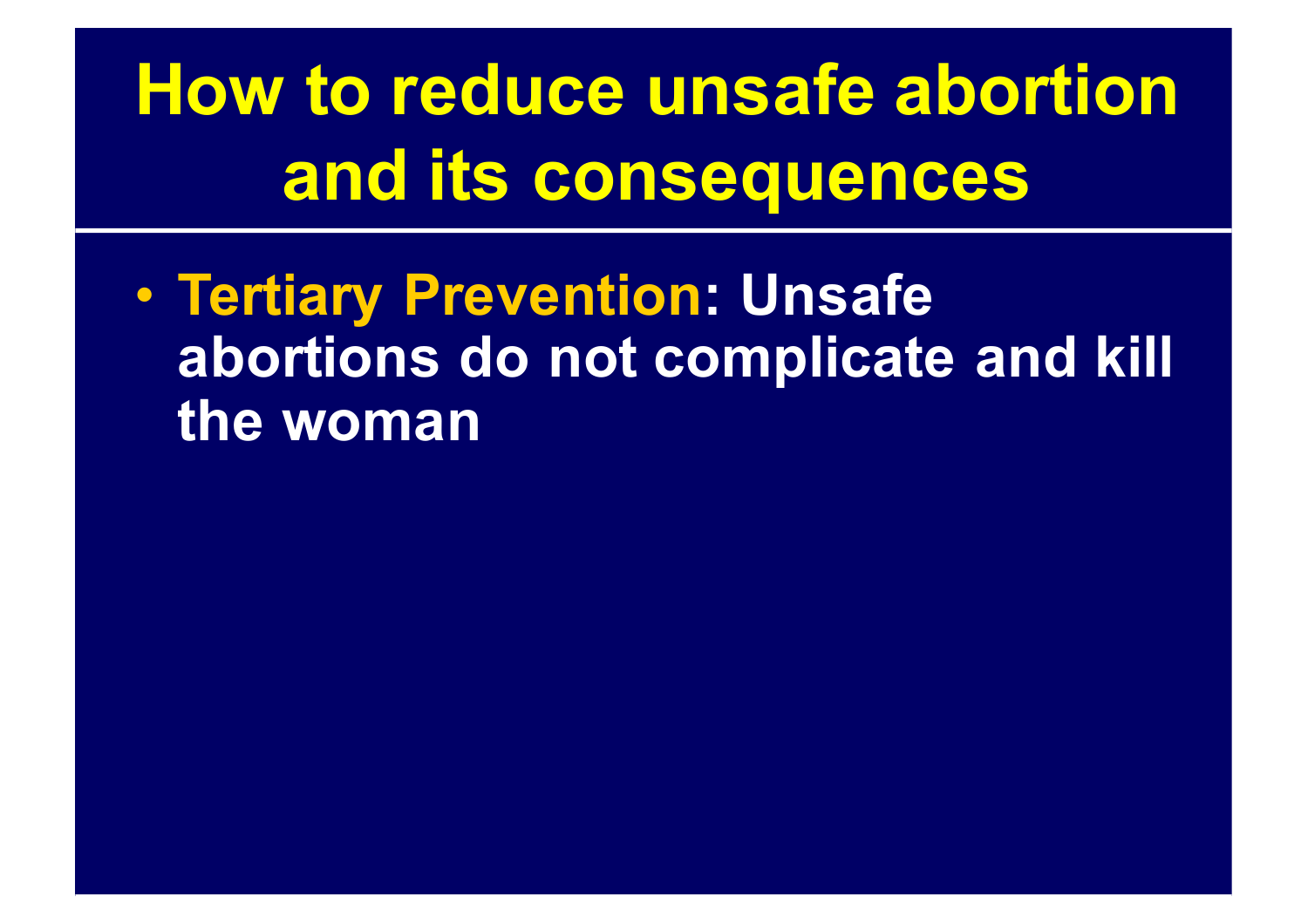# How to reduce unsafe abortion and its consequences

- **Tertiary Prevention: Unsafe abortions do not complicate and kill the woman**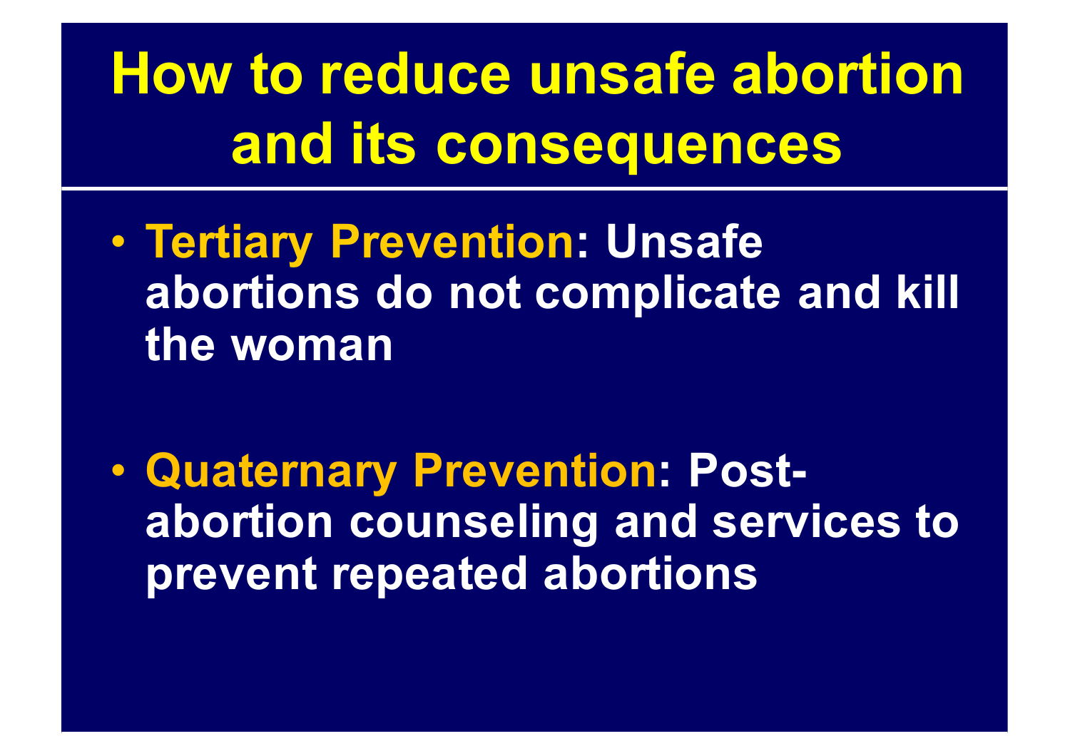# How to reduce unsafe abortion and its consequences

- **Tertiary Prevention: Unsafe abortions do not complicate and kill the woman**

- **Quaternary Prevention: Post-abortion counseling and services to prevent repeated abortions**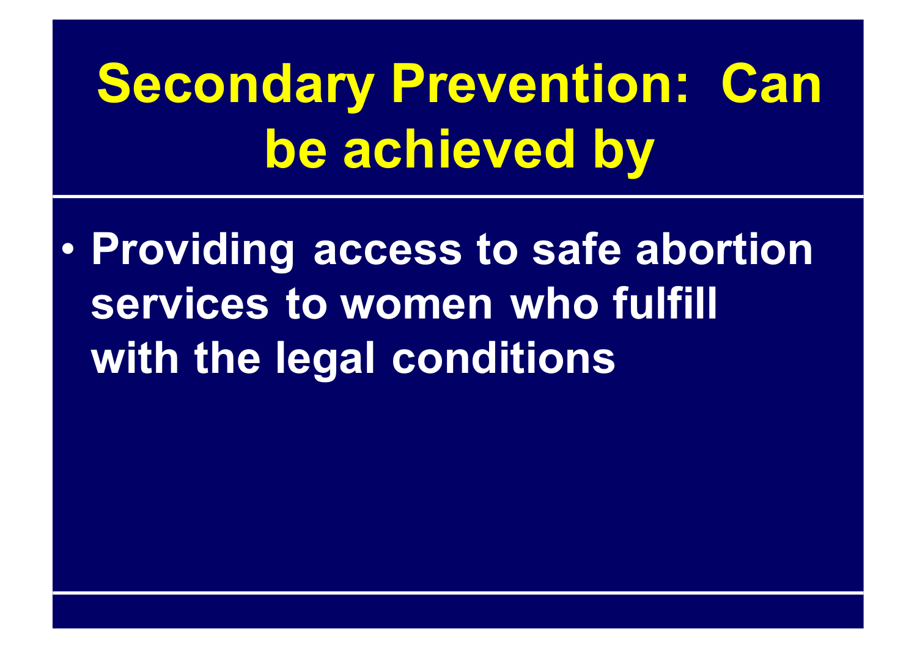# Secondary Prevention: Can be achieved by

- Providing access to safe abortion services to women who fulfill with the legal conditions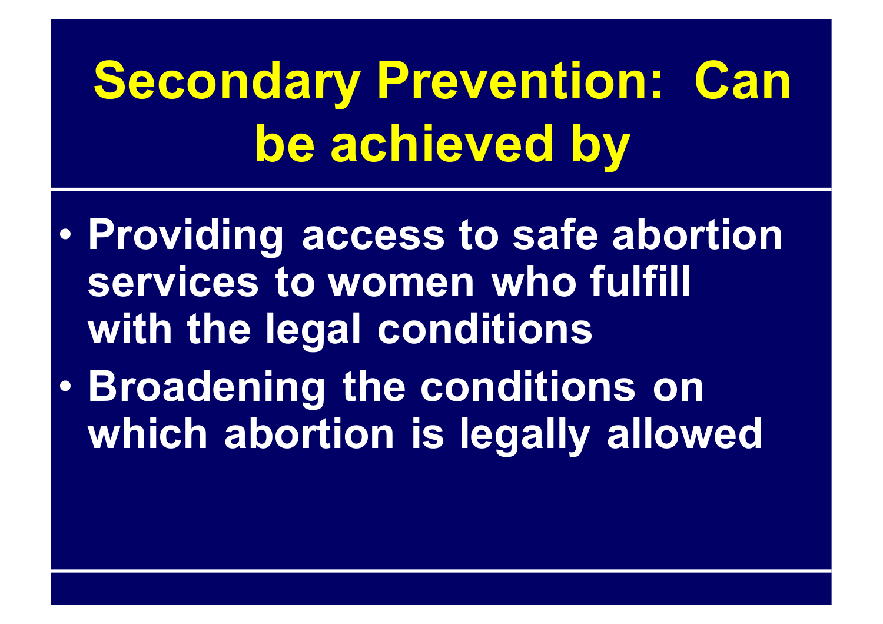# Secondary Prevention: Can be achieved by

- **Providing access to safe abortion services to women who fulfill with the legal conditions**
- **Broadening the conditions on which abortion is legally allowed**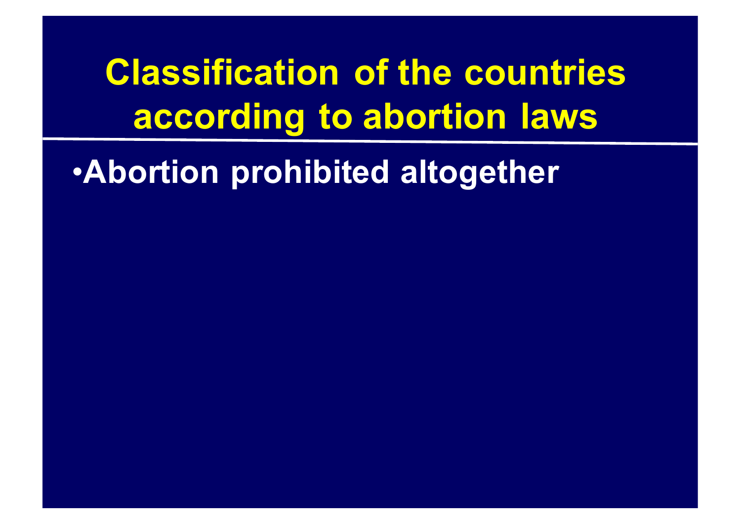# Classification of the countries according to abortion laws

- **Abortion prohibited altogether**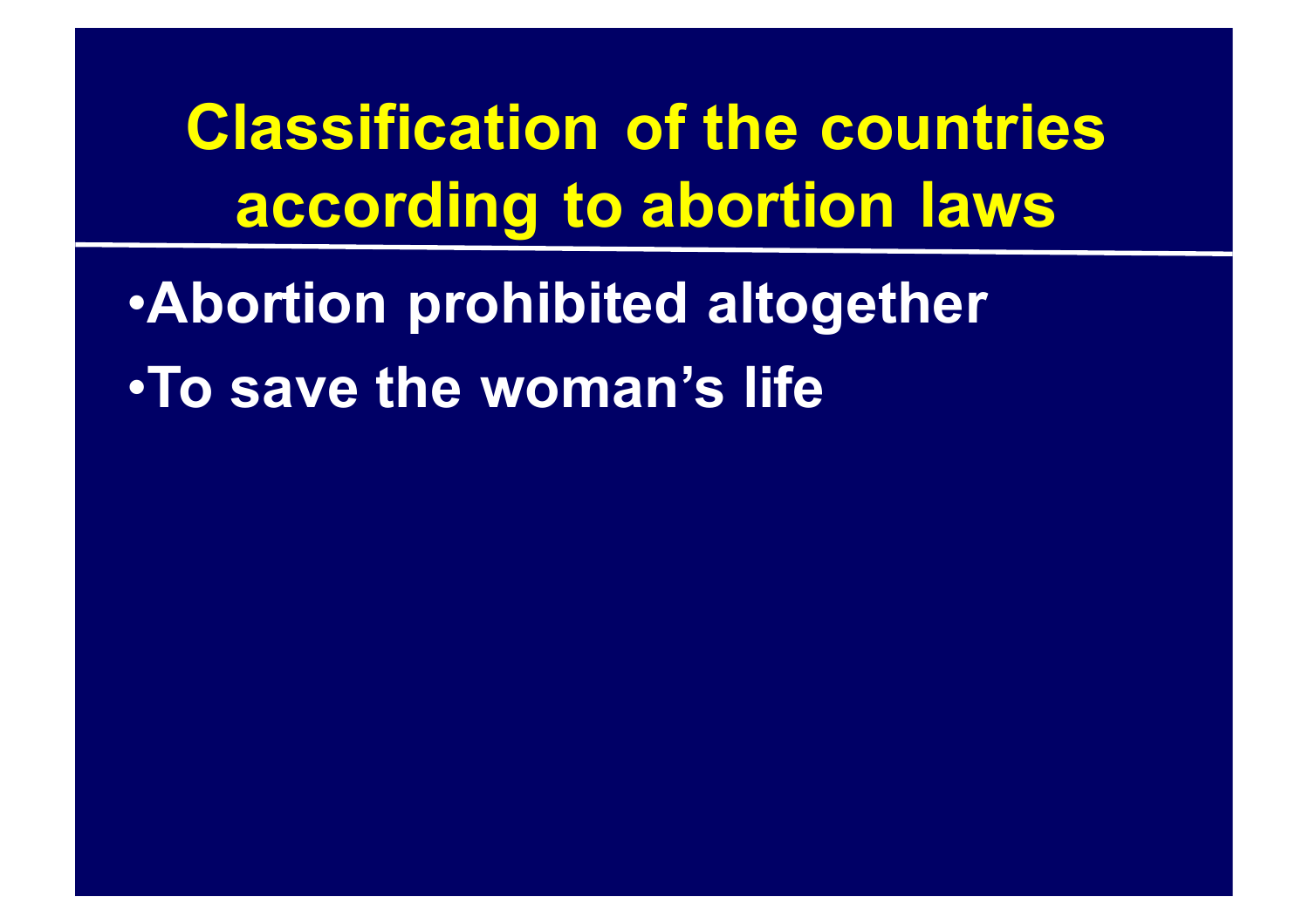# Classification of the countries according to abortion laws

- Abortion prohibited altogether
- To save the woman's life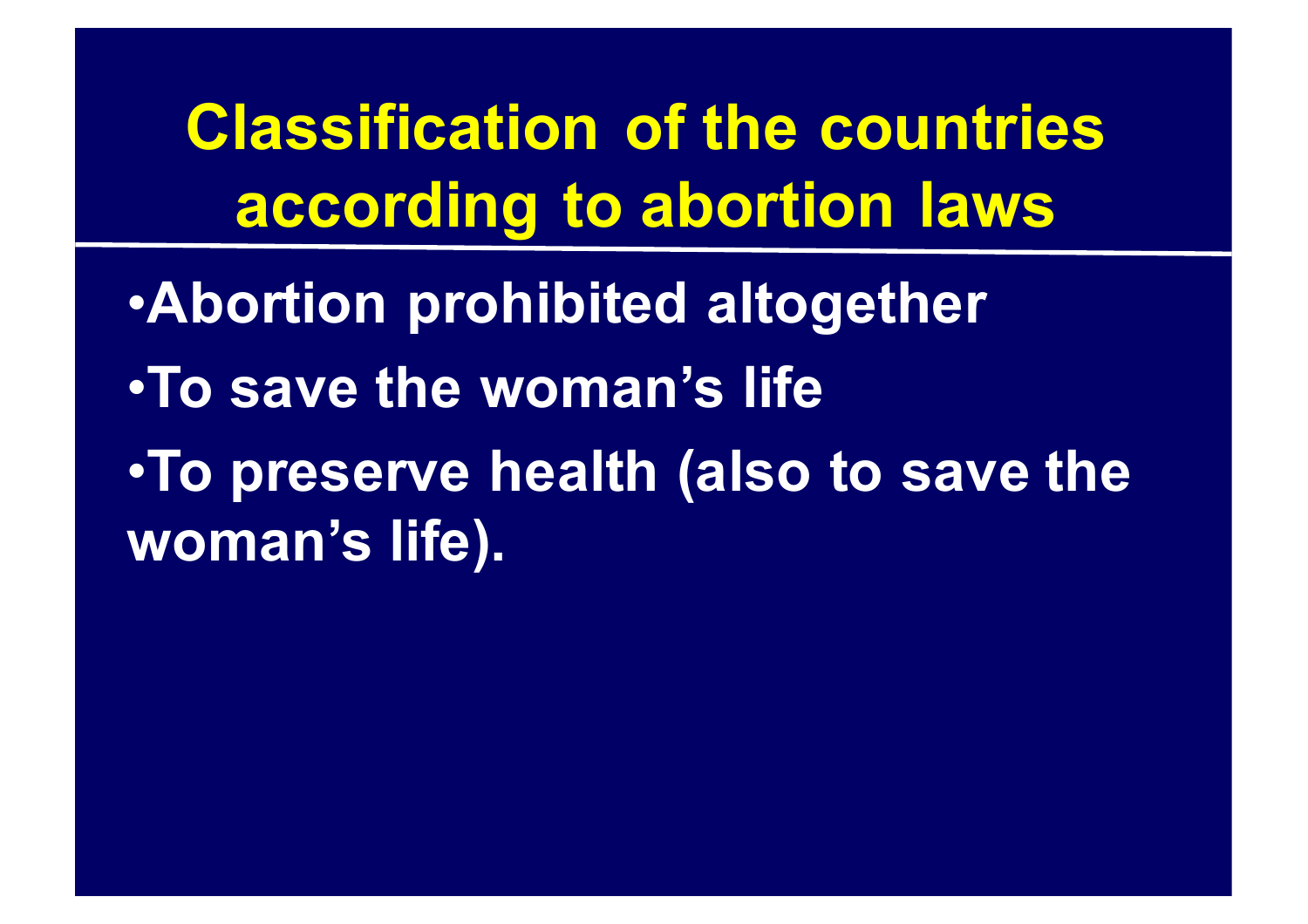# Classification of the countries according to abortion laws

- Abortion prohibited altogether
- To save the woman’s life
- To preserve health (also to save the woman’s life).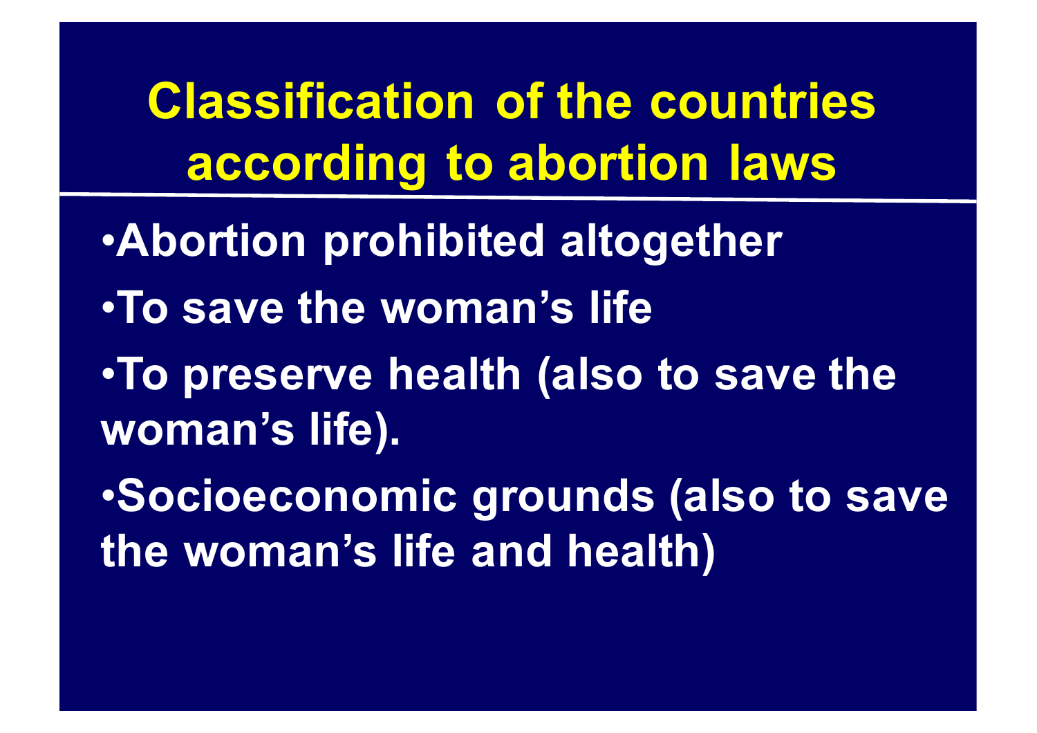# Classification of the countries according to abortion laws

- Abortion prohibited altogether
- To save the woman's life
- To preserve health (also to save the woman's life).
- Socioeconomic grounds (also to save the woman's life and health)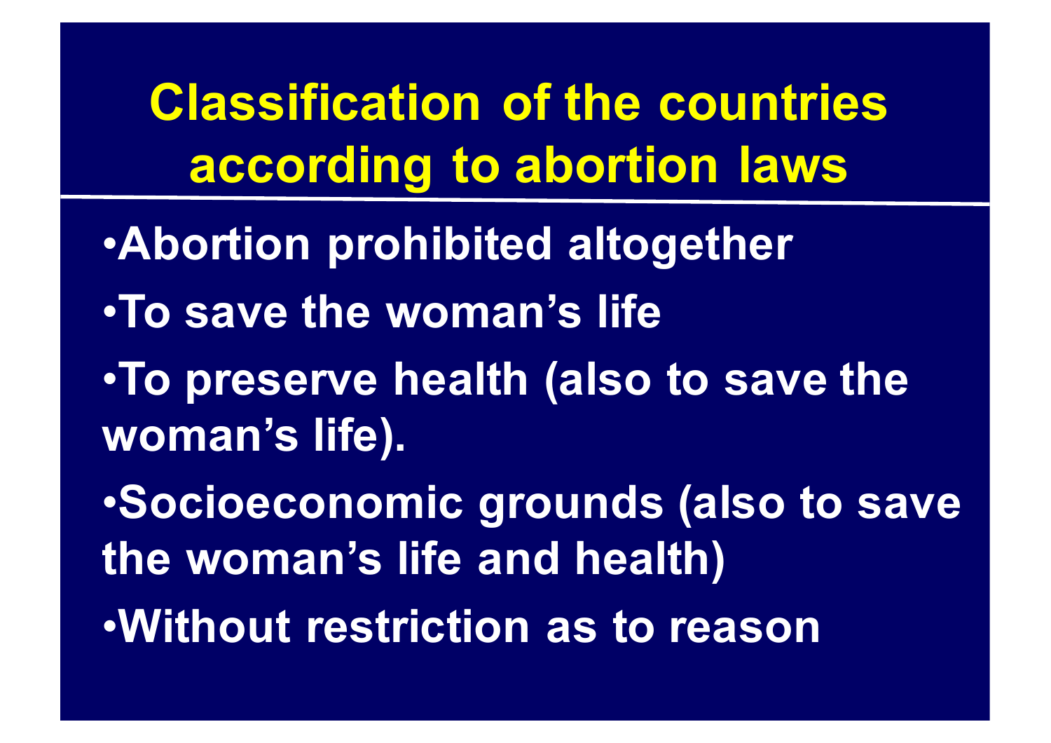# Classification of the countries according to abortion laws

- Abortion prohibited altogether
- To save the woman's life
- To preserve health (also to save the woman's life).
- Socioeconomic grounds (also to save the woman's life and health)
- Without restriction as to reason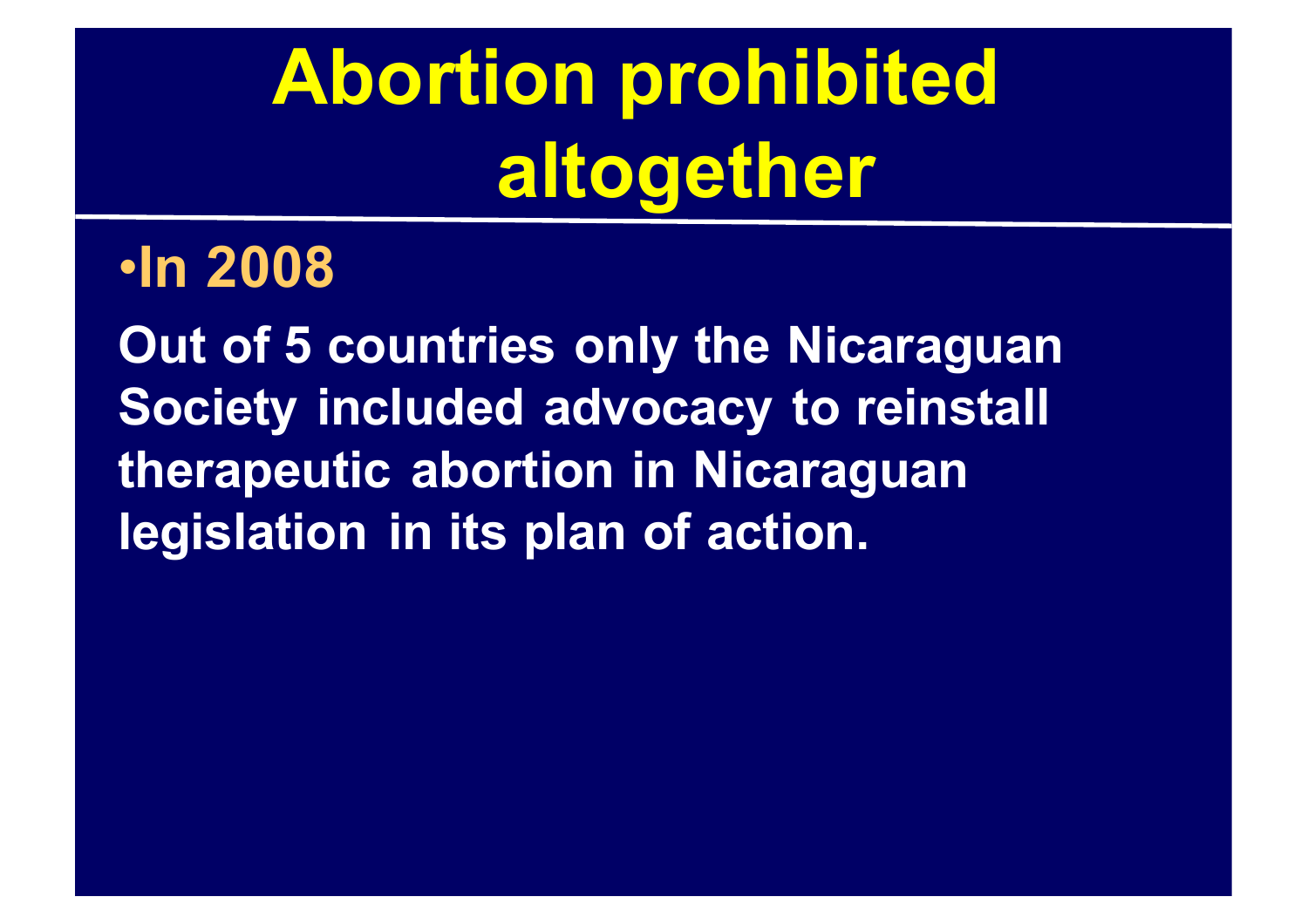# Abortion prohibited altogether

- In 2008

Out of 5 countries only the Nicaraguan Society included advocacy to reinstall therapeutic abortion in Nicaraguan legislation in its plan of action.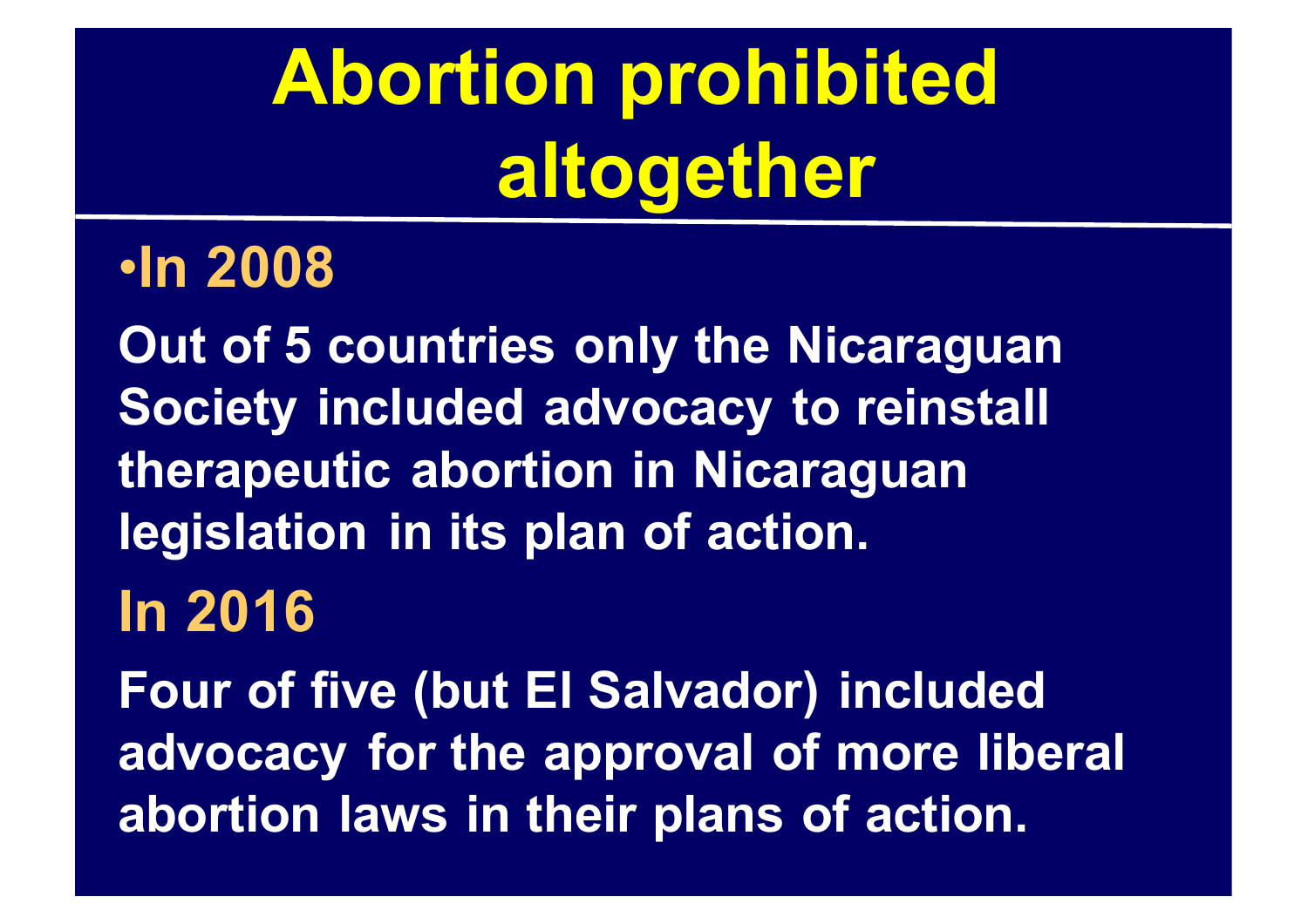# Abortion prohibited altogether

- **In 2008**

**Out of 5 countries only the Nicaraguan Society included advocacy to reinstall therapeutic abortion in Nicaraguan legislation in its plan of action.**

**In 2016**

**Four of five (but El Salvador) included advocacy for the approval of more liberal abortion laws in their plans of action.**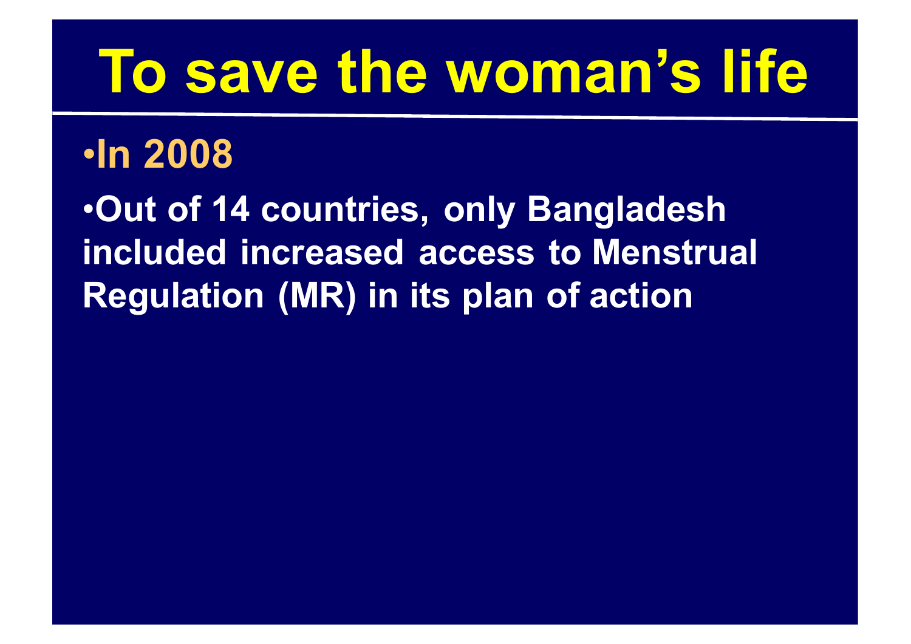# To save the woman's life

- **In 2008**
- **Out of 14 countries, only Bangladesh included increased access to Menstrual Regulation (MR) in its plan of action**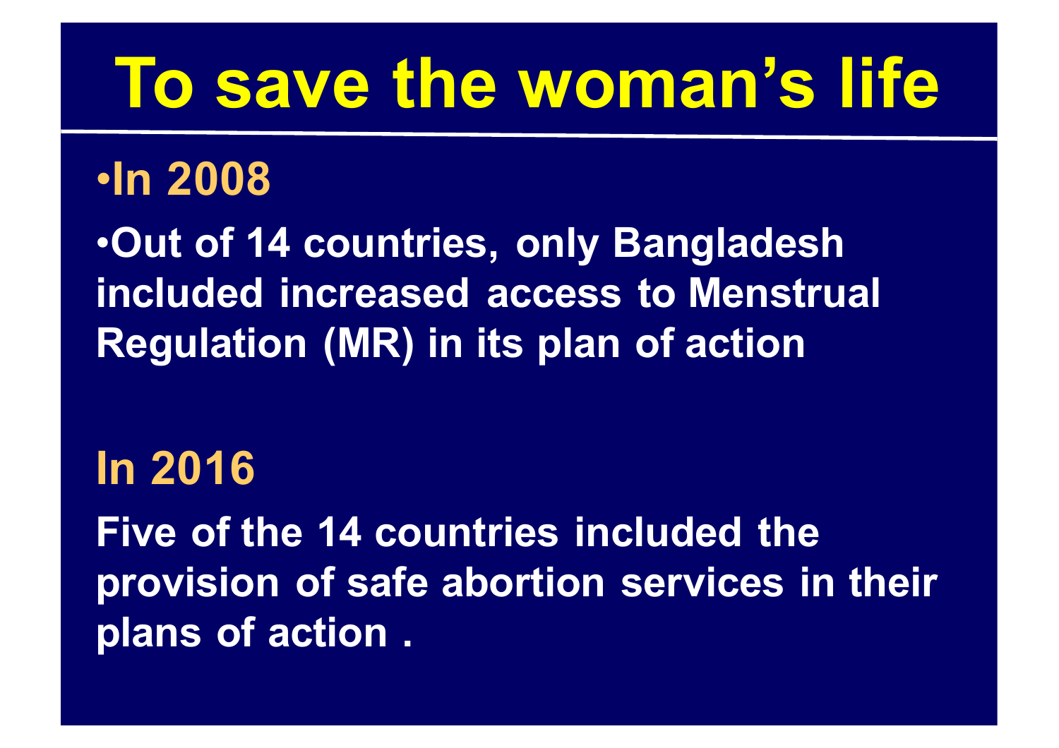# To save the woman's life

- **In 2008**
- **Out of 14 countries, only Bangladesh included increased access to Menstrual Regulation (MR) in its plan of action**

**In 2016**

**Five of the 14 countries included the provision of safe abortion services in their plans of action .**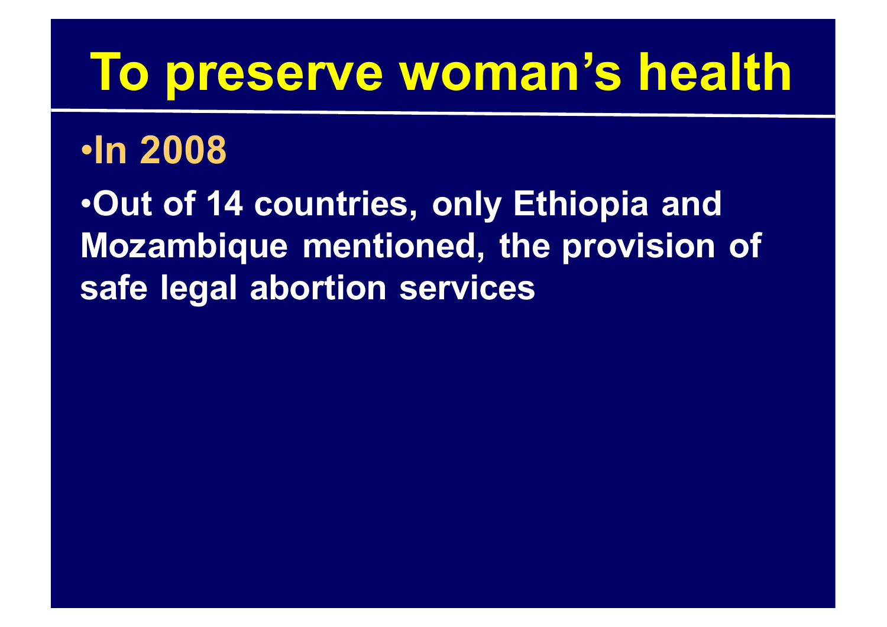# To preserve woman's health

- In 2008
- Out of 14 countries, only Ethiopia and Mozambique mentioned, the provision of safe legal abortion services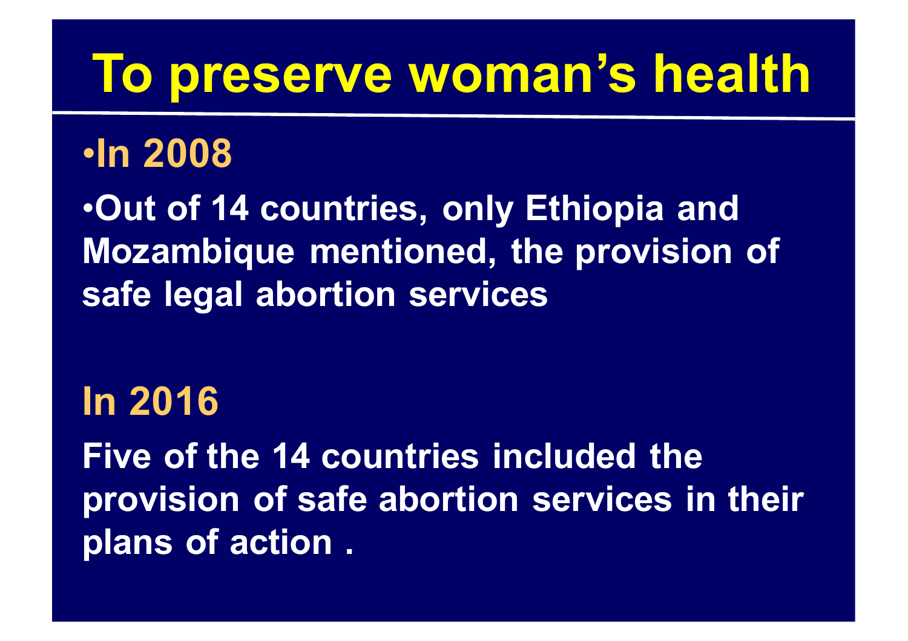# To preserve woman's health

- **In 2008**
- **Out of 14 countries, only Ethiopia and Mozambique mentioned, the provision of safe legal abortion services**

**In 2016**

**Five of the 14 countries included the provision of safe abortion services in their plans of action .**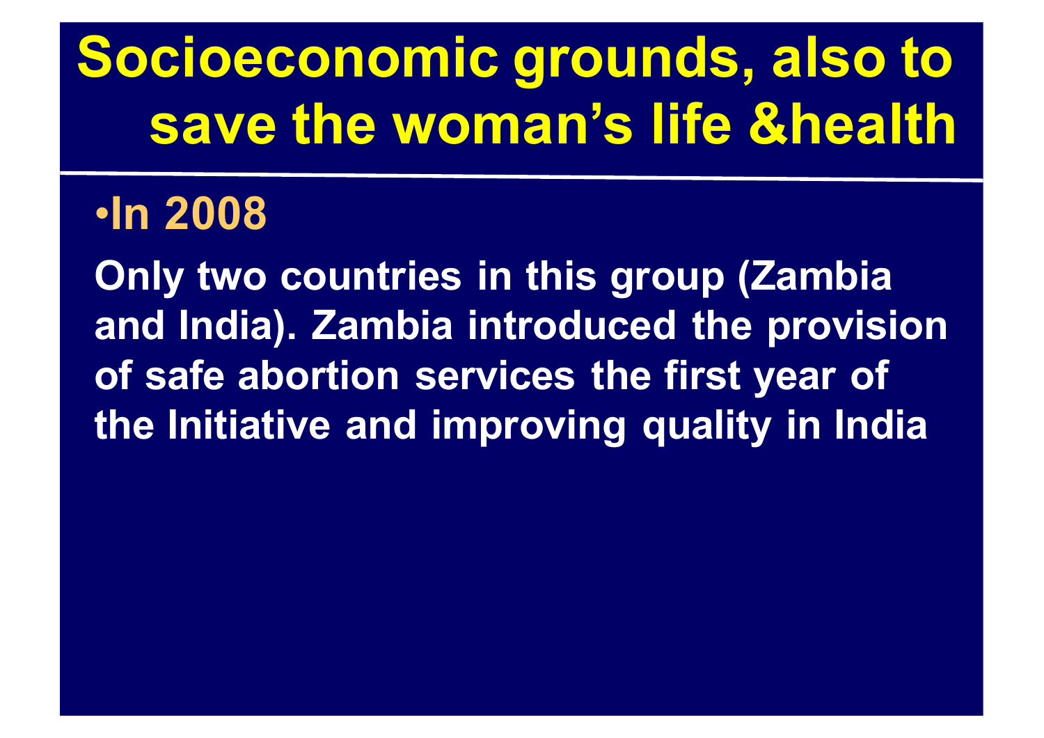# Socioeconomic grounds, also to save the woman's life &health

- **In 2008**

**Only two countries in this group (Zambia and India). Zambia introduced the provision of safe abortion services the first year of the Initiative and improving quality in India**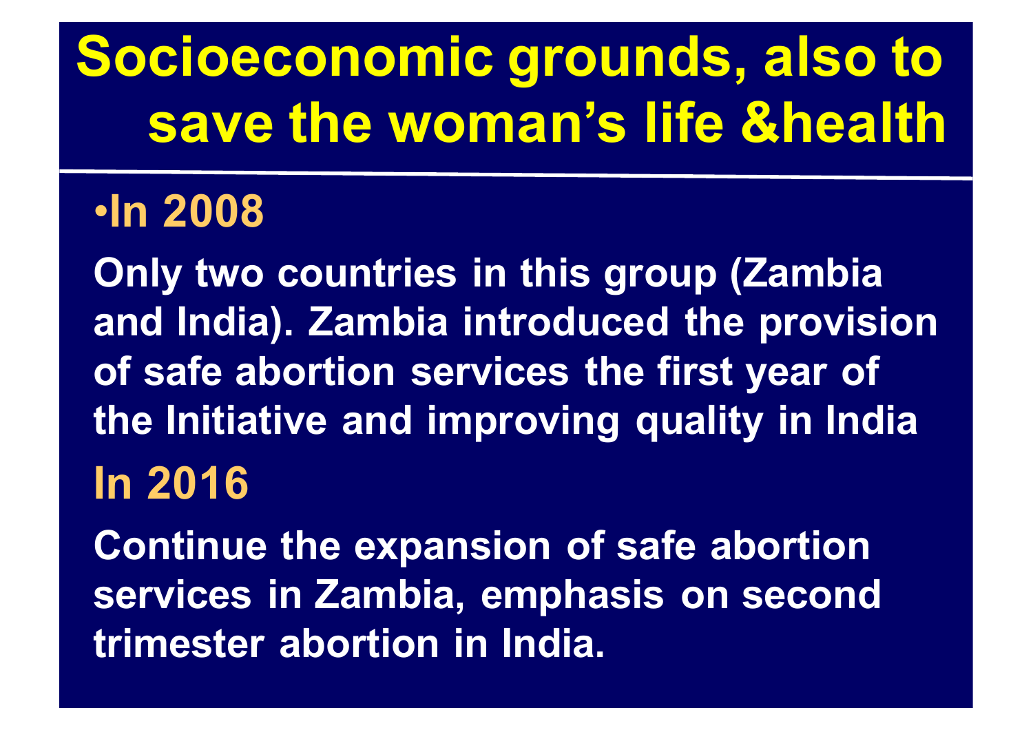# Socioeconomic grounds, also to save the woman's life &health

- **In 2008**

**Only two countries in this group (Zambia and India). Zambia introduced the provision of safe abortion services the first year of the Initiative and improving quality in India**

**In 2016**

**Continue the expansion of safe abortion services in Zambia, emphasis on second trimester abortion in India.**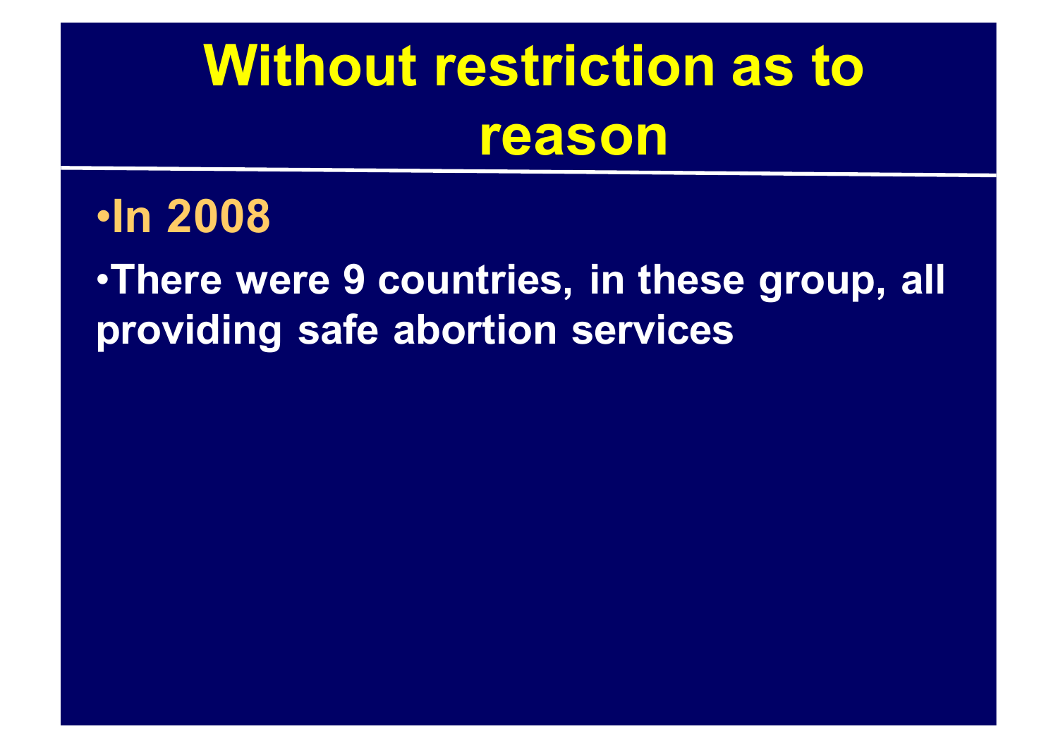# Without restriction as to reason

- In 2008
- There were 9 countries, in these group, all providing safe abortion services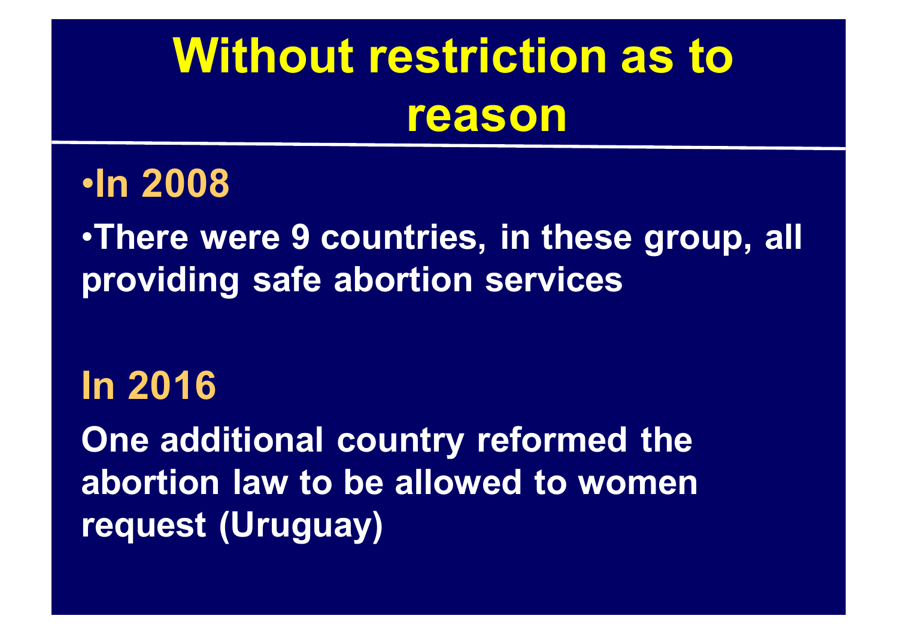# Without restriction as to reason

- **In 2008**
- **There were 9 countries, in these group, all providing safe abortion services**

**In 2016**

**One additional country reformed the abortion law to be allowed to women request (Uruguay)**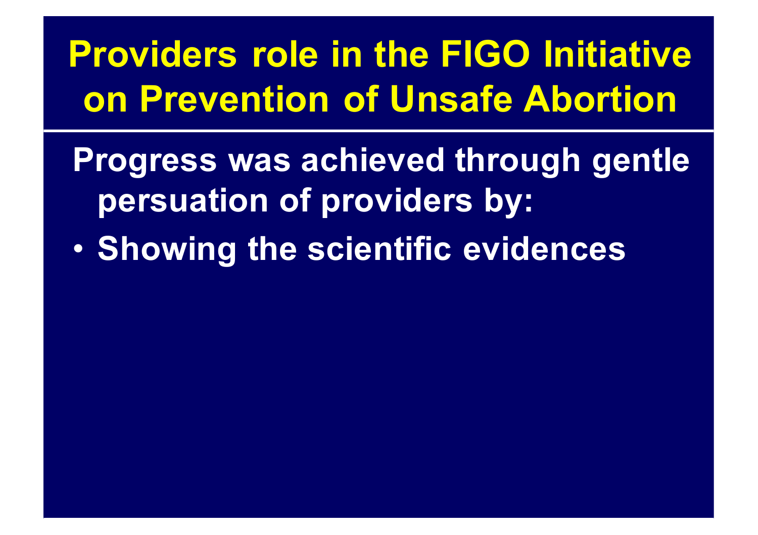# Providers role in the FIGO Initiative on Prevention of Unsafe Abortion

**Progress was achieved through gentle persuation of providers by:**

- **Showing the scientific evidences**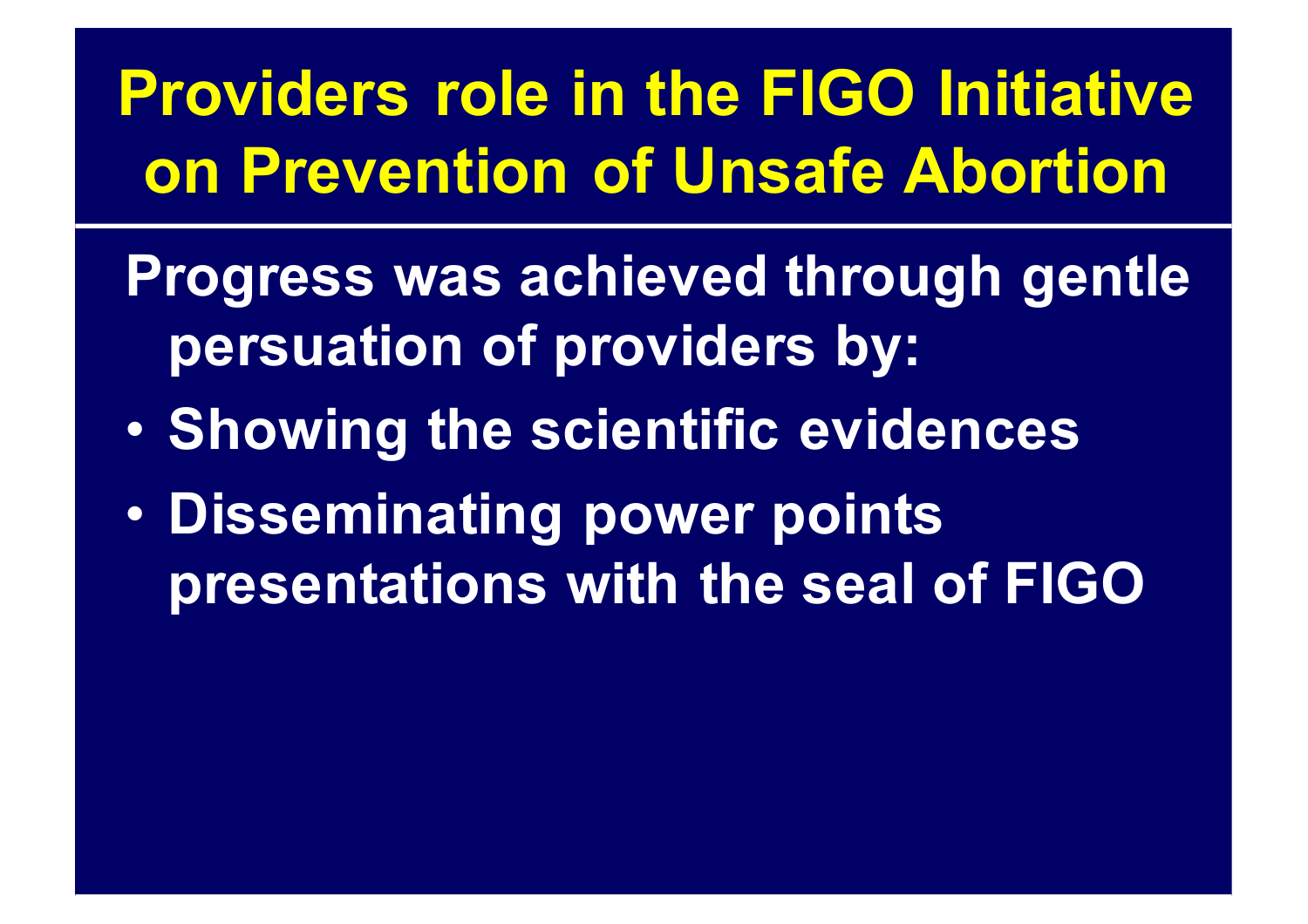# Providers role in the FIGO Initiative on Prevention of Unsafe Abortion

**Progress was achieved through gentle persuation of providers by:**

- **Showing the scientific evidences**
- **Disseminating power points presentations with the seal of FIGO**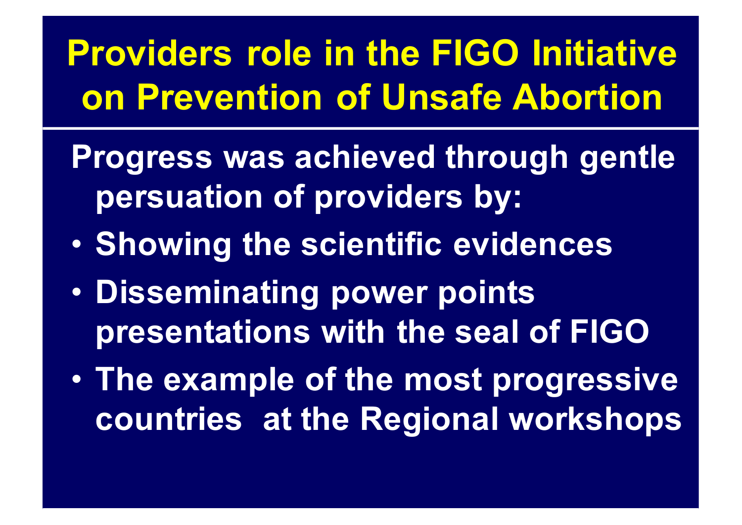# Providers role in the FIGO Initiative on Prevention of Unsafe Abortion

Progress was achieved through gentle persuation of providers by:

- Showing the scientific evidences
- Disseminating power points presentations with the seal of FIGO
- The example of the most progressive countries at the Regional workshops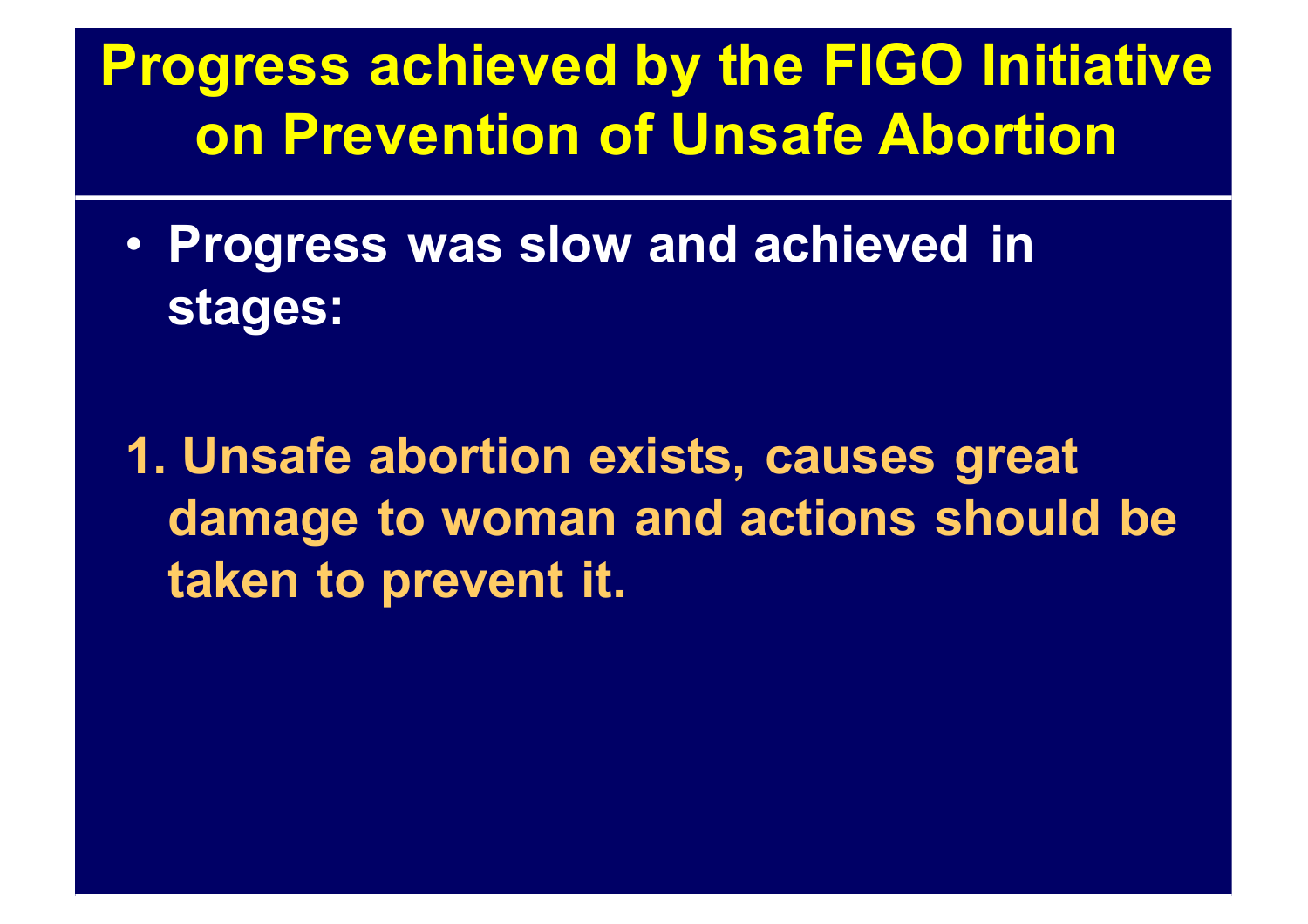# Progress achieved by the FIGO Initiative on Prevention of Unsafe Abortion

- **Progress was slow and achieved in stages:**

1. **Unsafe abortion exists, causes great damage to woman and actions should be taken to prevent it.**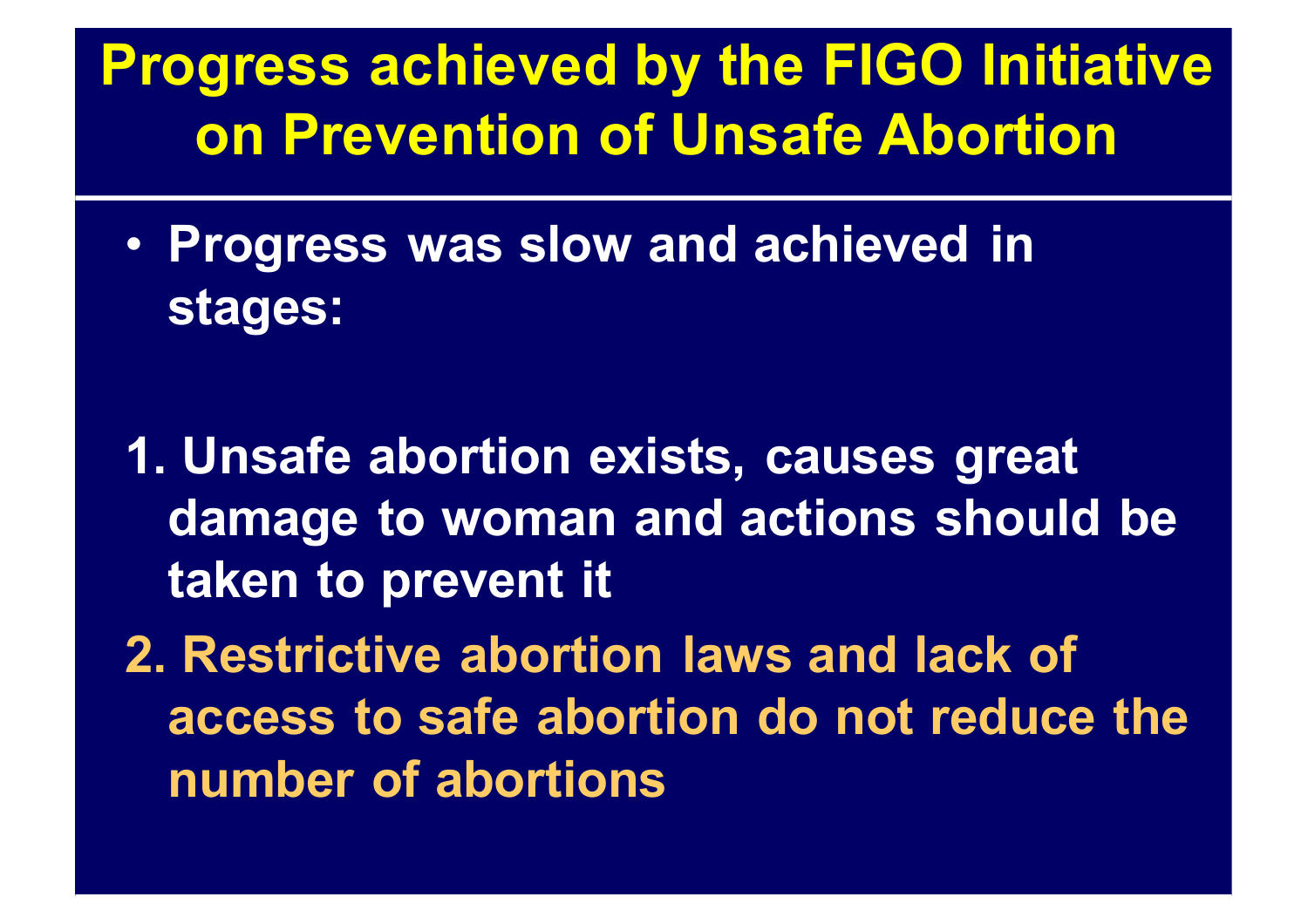# Progress achieved by the FIGO Initiative on Prevention of Unsafe Abortion

- Progress was slow and achieved in stages:

1. Unsafe abortion exists, causes great damage to woman and actions should be taken to prevent it
2. Restrictive abortion laws and lack of access to safe abortion do not reduce the number of abortions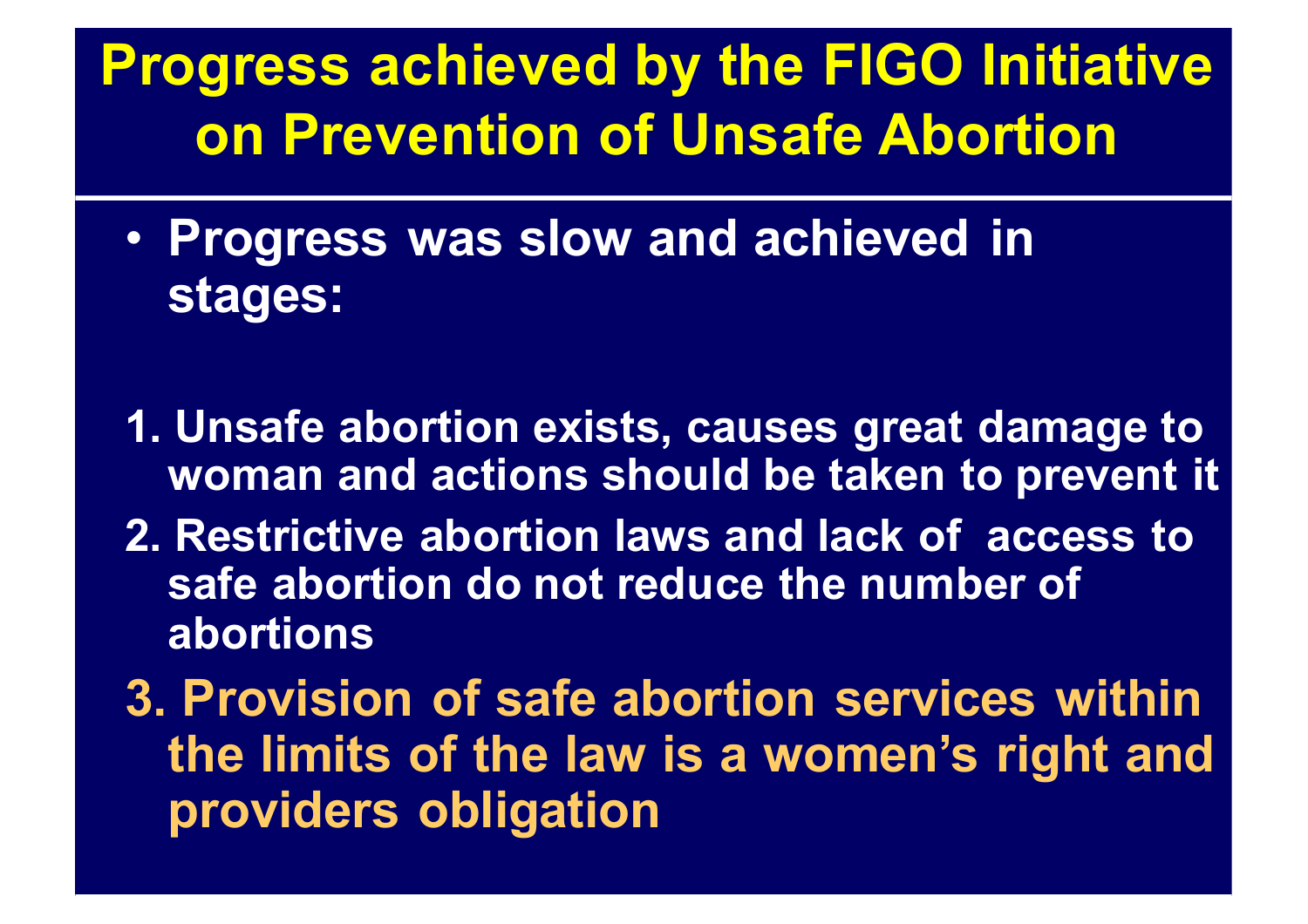# Progress achieved by the FIGO Initiative on Prevention of Unsafe Abortion

- Progress was slow and achieved in stages:

1. Unsafe abortion exists, causes great damage to woman and actions should be taken to prevent it
2. Restrictive abortion laws and lack of access to safe abortion do not reduce the number of abortions
3. Provision of safe abortion services within the limits of the law is a women's right and providers obligation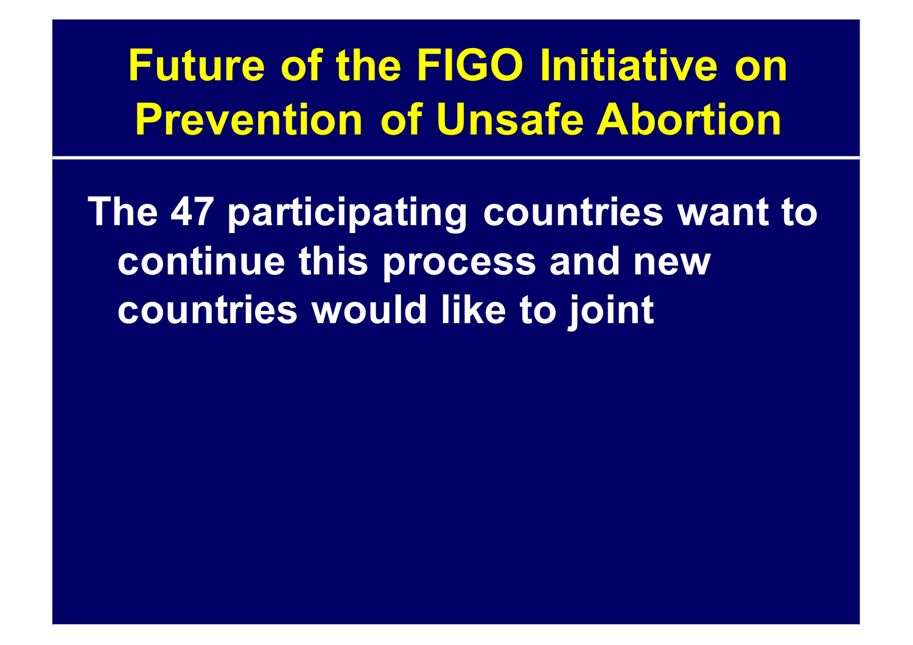# Future of the FIGO Initiative on Prevention of Unsafe Abortion

The 47 participating countries want to continue this process and new countries would like to joint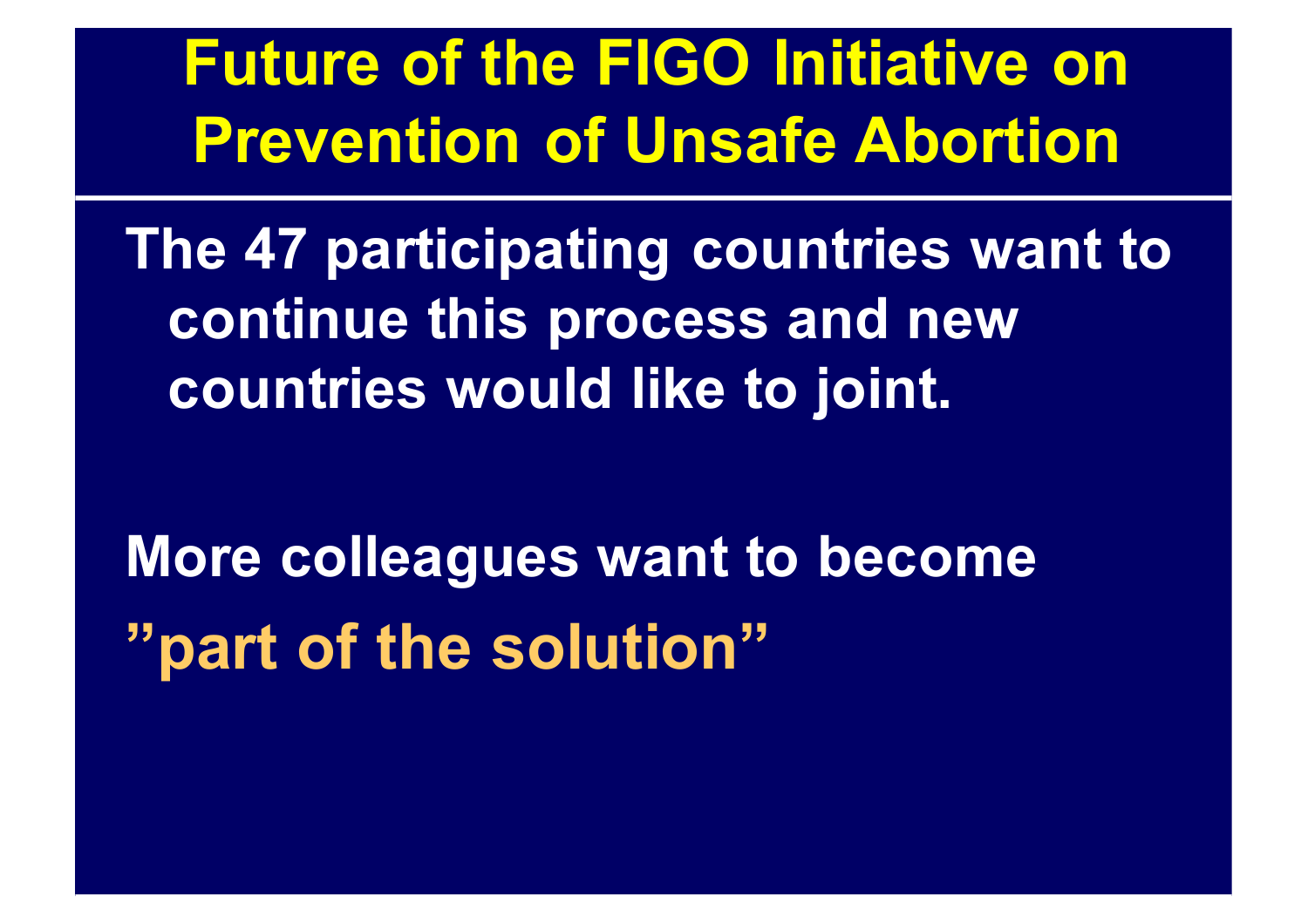# Future of the FIGO Initiative on Prevention of Unsafe Abortion

The 47 participating countries want to continue this process and new countries would like to joint.

More colleagues want to become **”part of the solution”**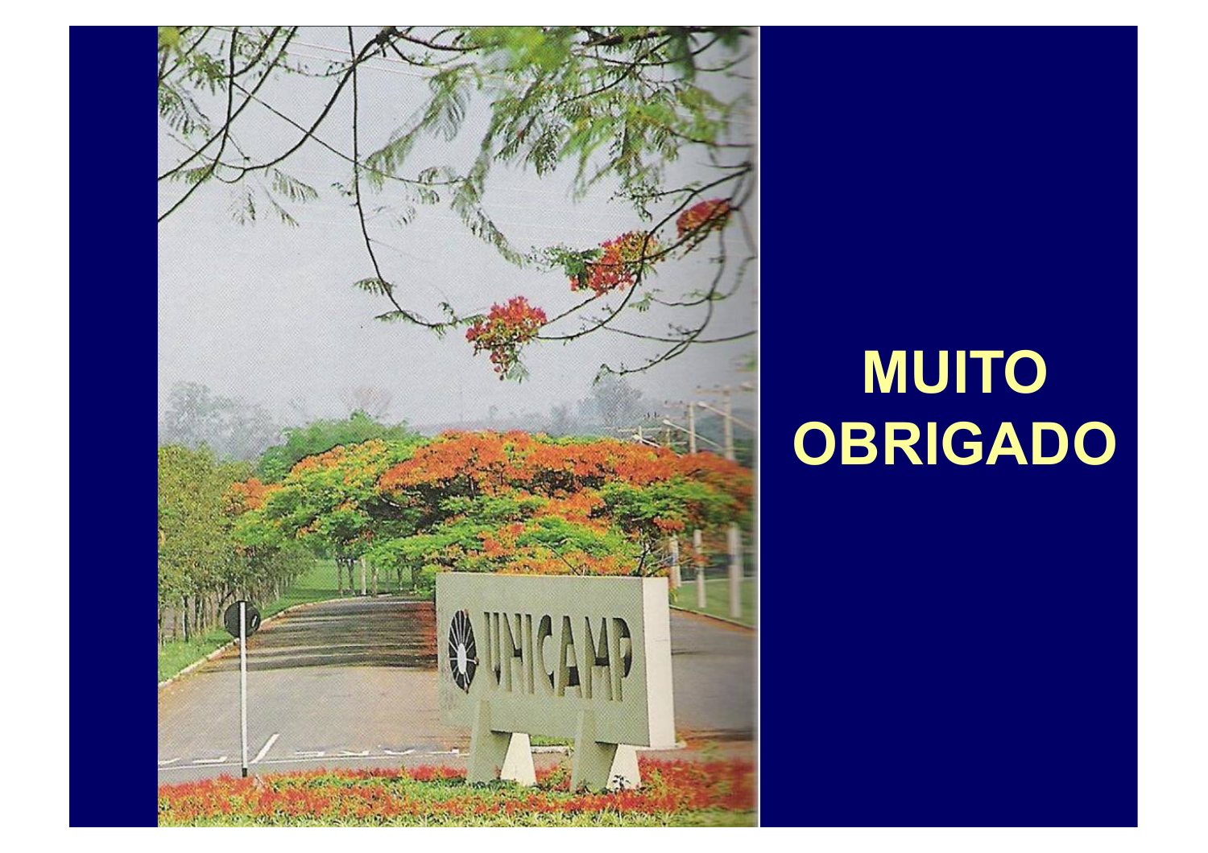MUITO
OBRIGADO